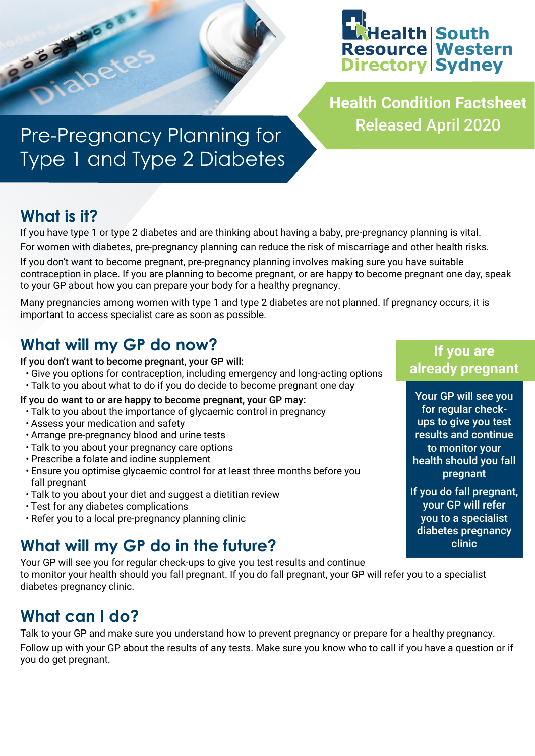Health Resource Directory | South Western Sydney

**Health Condition Factsheet**
**Released April 2020**

# Pre-Pregnancy Planning for Type 1 and Type 2 Diabetes

## What is it?

If you have type 1 or type 2 diabetes and are thinking about having a baby, pre-pregnancy planning is vital.

For women with diabetes, pre-pregnancy planning can reduce the risk of miscarriage and other health risks.

If you don't want to become pregnant, pre-pregnancy planning involves making sure you have suitable contraception in place. If you are planning to become pregnant, or are happy to become pregnant one day, speak to your GP about how you can prepare your body for a healthy pregnancy.

Many pregnancies among women with type 1 and type 2 diabetes are not planned. If pregnancy occurs, it is important to access specialist care as soon as possible.

## What will my GP do now?

**If you don't want to become pregnant, your GP will:**

- Give you options for contraception, including emergency and long-acting options
- Talk to you about what to do if you do decide to become pregnant one day

**If you do want to or are happy to become pregnant, your GP may:**

- Talk to you about the importance of glycaemic control in pregnancy
- Assess your medication and safety
- Arrange pre-pregnancy blood and urine tests
- Talk to you about your pregnancy care options
- Prescribe a folate and iodine supplement
- Ensure you optimise glycaemic control for at least three months before you fall pregnant
- Talk to you about your diet and suggest a dietitian review
- Test for any diabetes complications
- Refer you to a local pre-pregnancy planning clinic

### If you are already pregnant

Your GP will see you for regular check-ups to give you test results and continue to monitor your health should you fall pregnant

If you do fall pregnant, your GP will refer you to a specialist diabetes pregnancy clinic

## What will my GP do in the future?

Your GP will see you for regular check-ups to give you test results and continue to monitor your health should you fall pregnant. If you do fall pregnant, your GP will refer you to a specialist diabetes pregnancy clinic.

## What can I do?

Talk to your GP and make sure you understand how to prevent pregnancy or prepare for a healthy pregnancy.

Follow up with your GP about the results of any tests. Make sure you know who to call if you have a question or if you do get pregnant.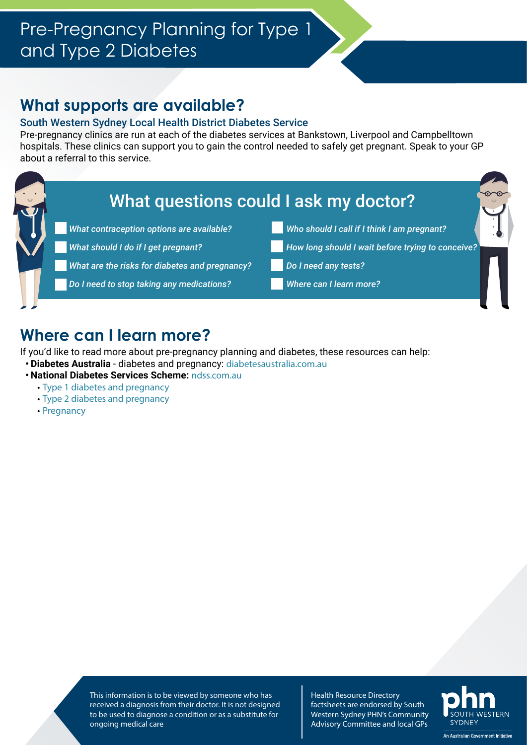# Pre-Pregnancy Planning for Type 1 and Type 2 Diabetes

## What supports are available?

### South Western Sydney Local Health District Diabetes Service

Pre-pregnancy clinics are run at each of the diabetes services at Bankstown, Liverpool and Campbelltown hospitals. These clinics can support you to gain the control needed to safely get pregnant. Speak to your GP about a referral to this service.

## What questions could I ask my doctor?

- *What contraception options are available?*
- *What should I do if I get pregnant?*
- *What are the risks for diabetes and pregnancy?*
- *Do I need to stop taking any medications?*
- *Who should I call if I think I am pregnant?*
- *How long should I wait before trying to conceive?*
- *Do I need any tests?*
- *Where can I learn more?*

## Where can I learn more?

If you'd like to read more about pre-pregnancy planning and diabetes, these resources can help:

- **Diabetes Australia** - diabetes and pregnancy: diabetesaustralia.com.au
- **National Diabetes Services Scheme:** ndss.com.au
  - Type 1 diabetes and pregnancy
  - Type 2 diabetes and pregnancy
  - Pregnancy

This information is to be viewed by someone who has received a diagnosis from their doctor. It is not designed to be used to diagnose a condition or as a substitute for ongoing medical care

Health Resource Directory factsheets are endorsed by South Western Sydney PHN's Community Advisory Committee and local GPs

phn SOUTH WESTERN SYDNEY

An Australian Government Initiative